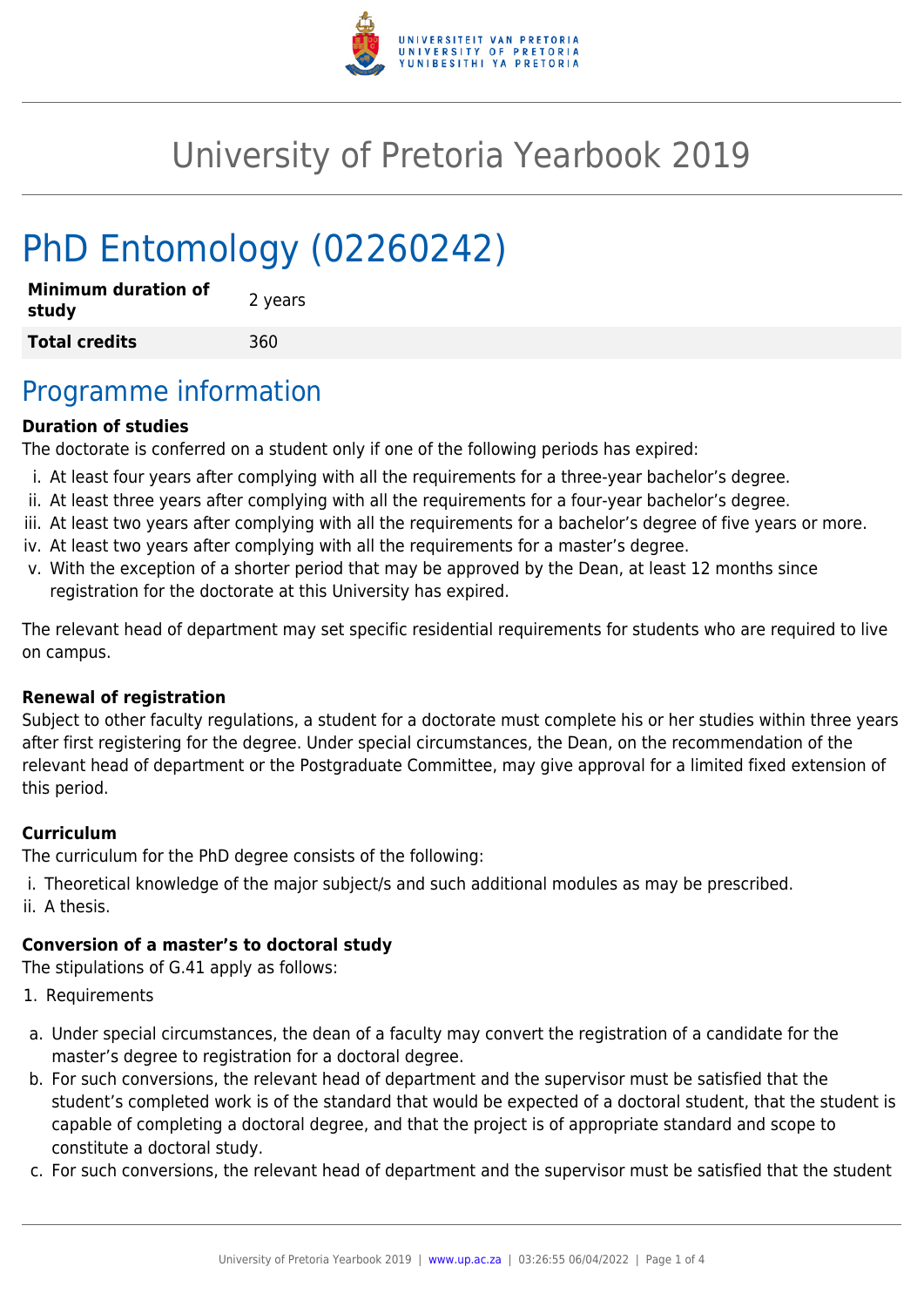# University of Pretoria Yearbook 2019

# PhD Entomology (02260242)

| **Minimum duration of study** | 2 years |
|---|---|
| **Total credits** | 360 |

## Programme information

**Duration of studies**

The doctorate is conferred on a student only if one of the following periods has expired:

i. At least four years after complying with all the requirements for a three-year bachelor's degree.
ii. At least three years after complying with all the requirements for a four-year bachelor's degree.
iii. At least two years after complying with all the requirements for a bachelor's degree of five years or more.
iv. At least two years after complying with all the requirements for a master's degree.
v. With the exception of a shorter period that may be approved by the Dean, at least 12 months since registration for the doctorate at this University has expired.

The relevant head of department may set specific residential requirements for students who are required to live on campus.

**Renewal of registration**

Subject to other faculty regulations, a student for a doctorate must complete his or her studies within three years after first registering for the degree. Under special circumstances, the Dean, on the recommendation of the relevant head of department or the Postgraduate Committee, may give approval for a limited fixed extension of this period.

**Curriculum**

The curriculum for the PhD degree consists of the following:

i. Theoretical knowledge of the major subject/s and such additional modules as may be prescribed.
ii. A thesis.

**Conversion of a master's to doctoral study**

The stipulations of G.41 apply as follows:

1. Requirements

a. Under special circumstances, the dean of a faculty may convert the registration of a candidate for the master's degree to registration for a doctoral degree.
b. For such conversions, the relevant head of department and the supervisor must be satisfied that the student's completed work is of the standard that would be expected of a doctoral student, that the student is capable of completing a doctoral degree, and that the project is of appropriate standard and scope to constitute a doctoral study.
c. For such conversions, the relevant head of department and the supervisor must be satisfied that the student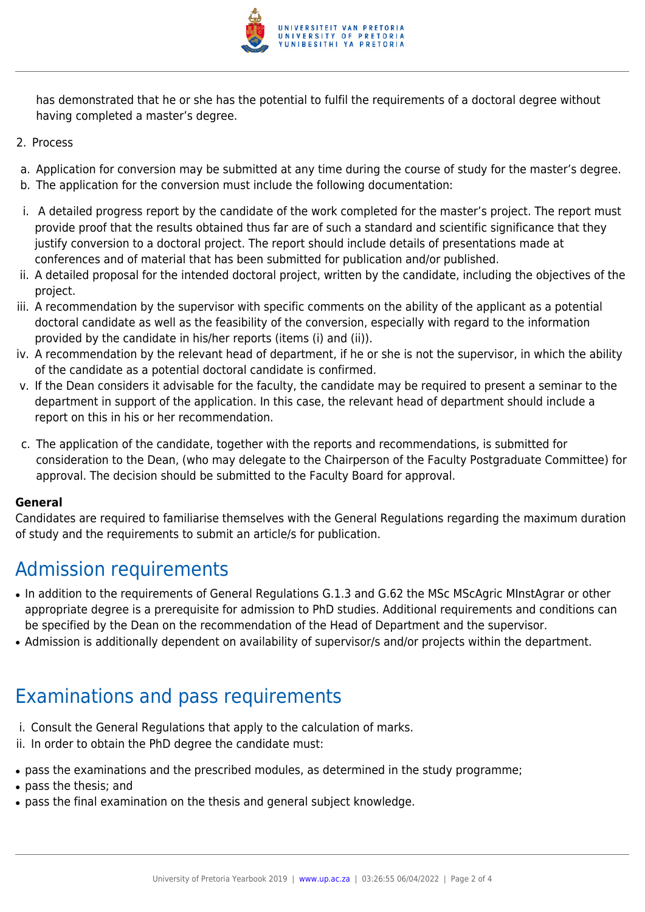has demonstrated that he or she has the potential to fulfil the requirements of a doctoral degree without having completed a master's degree.

2. Process

a. Application for conversion may be submitted at any time during the course of study for the master's degree.
b. The application for the conversion must include the following documentation:

i. A detailed progress report by the candidate of the work completed for the master's project. The report must provide proof that the results obtained thus far are of such a standard and scientific significance that they justify conversion to a doctoral project. The report should include details of presentations made at conferences and of material that has been submitted for publication and/or published.
ii. A detailed proposal for the intended doctoral project, written by the candidate, including the objectives of the project.
iii. A recommendation by the supervisor with specific comments on the ability of the applicant as a potential doctoral candidate as well as the feasibility of the conversion, especially with regard to the information provided by the candidate in his/her reports (items (i) and (ii)).
iv. A recommendation by the relevant head of department, if he or she is not the supervisor, in which the ability of the candidate as a potential doctoral candidate is confirmed.
v. If the Dean considers it advisable for the faculty, the candidate may be required to present a seminar to the department in support of the application. In this case, the relevant head of department should include a report on this in his or her recommendation.

c. The application of the candidate, together with the reports and recommendations, is submitted for consideration to the Dean, (who may delegate to the Chairperson of the Faculty Postgraduate Committee) for approval. The decision should be submitted to the Faculty Board for approval.

**General**

Candidates are required to familiarise themselves with the General Regulations regarding the maximum duration of study and the requirements to submit an article/s for publication.

## Admission requirements

- In addition to the requirements of General Regulations G.1.3 and G.62 the MSc MScAgric MInstAgrar or other appropriate degree is a prerequisite for admission to PhD studies. Additional requirements and conditions can be specified by the Dean on the recommendation of the Head of Department and the supervisor.
- Admission is additionally dependent on availability of supervisor/s and/or projects within the department.

## Examinations and pass requirements

i. Consult the General Regulations that apply to the calculation of marks.
ii. In order to obtain the PhD degree the candidate must:

- pass the examinations and the prescribed modules, as determined in the study programme;
- pass the thesis; and
- pass the final examination on the thesis and general subject knowledge.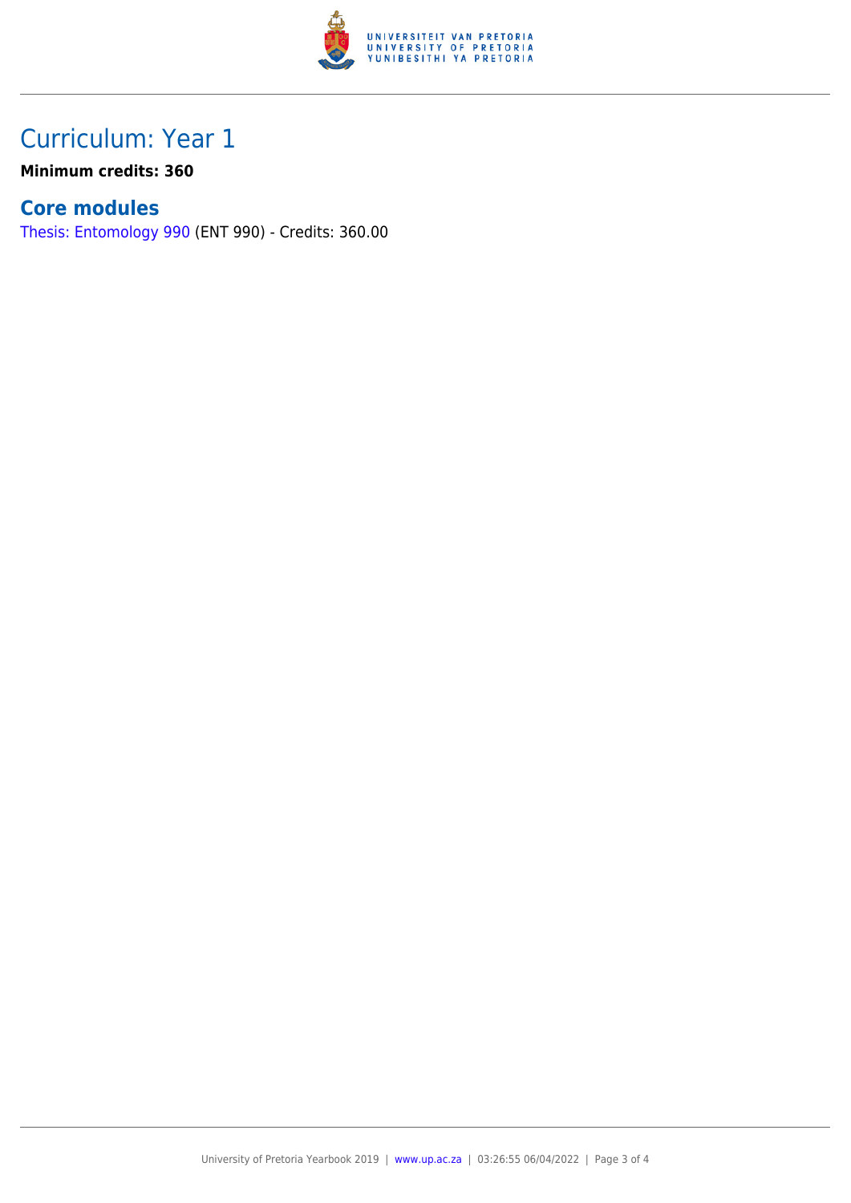# Curriculum: Year 1

**Minimum credits: 360**

## Core modules

Thesis: Entomology 990 (ENT 990) - Credits: 360.00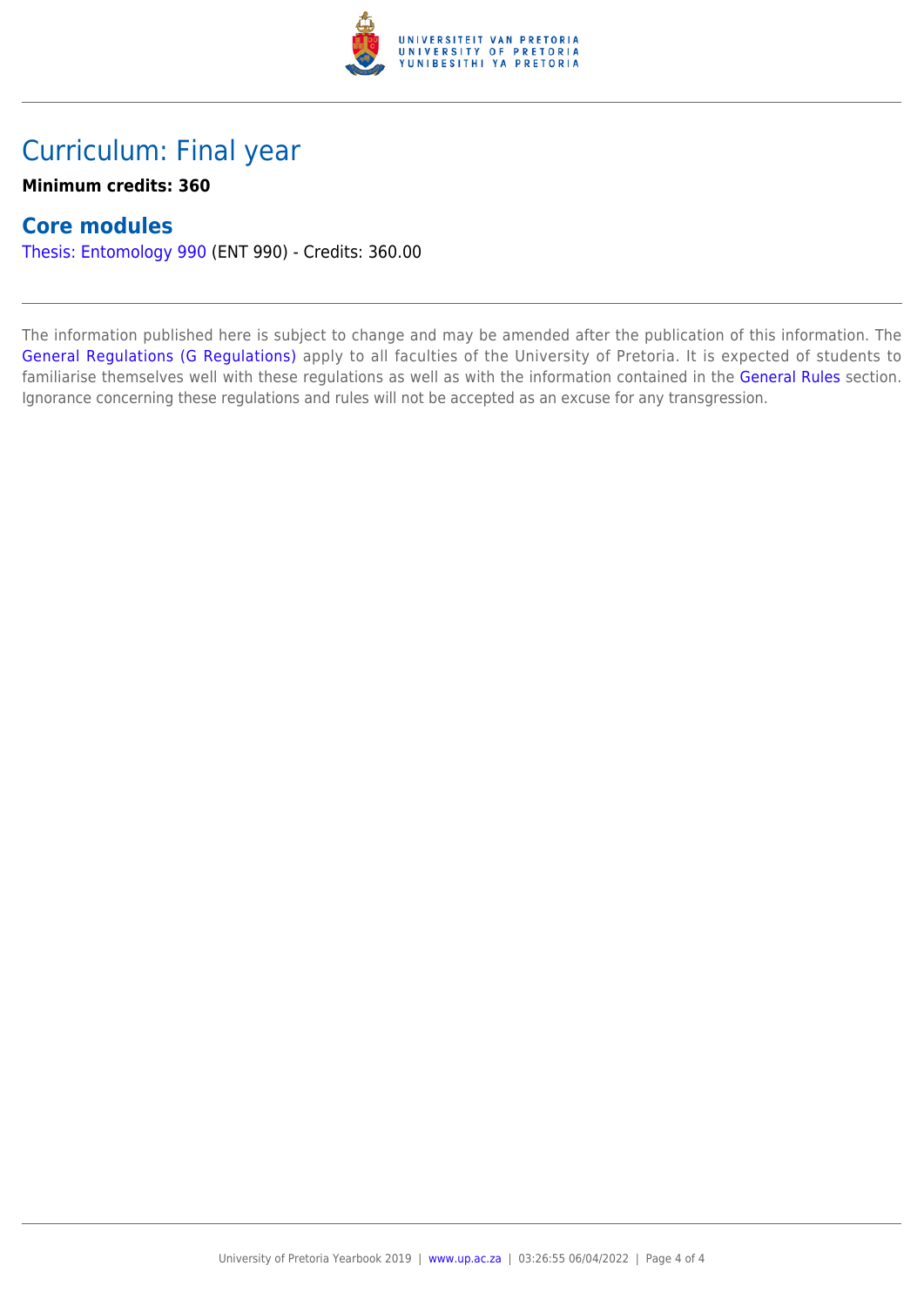## Curriculum: Final year

**Minimum credits: 360**

### Core modules

Thesis: Entomology 990 (ENT 990) - Credits: 360.00

The information published here is subject to change and may be amended after the publication of this information. The General Regulations (G Regulations) apply to all faculties of the University of Pretoria. It is expected of students to familiarise themselves well with these regulations as well as with the information contained in the General Rules section. Ignorance concerning these regulations and rules will not be accepted as an excuse for any transgression.